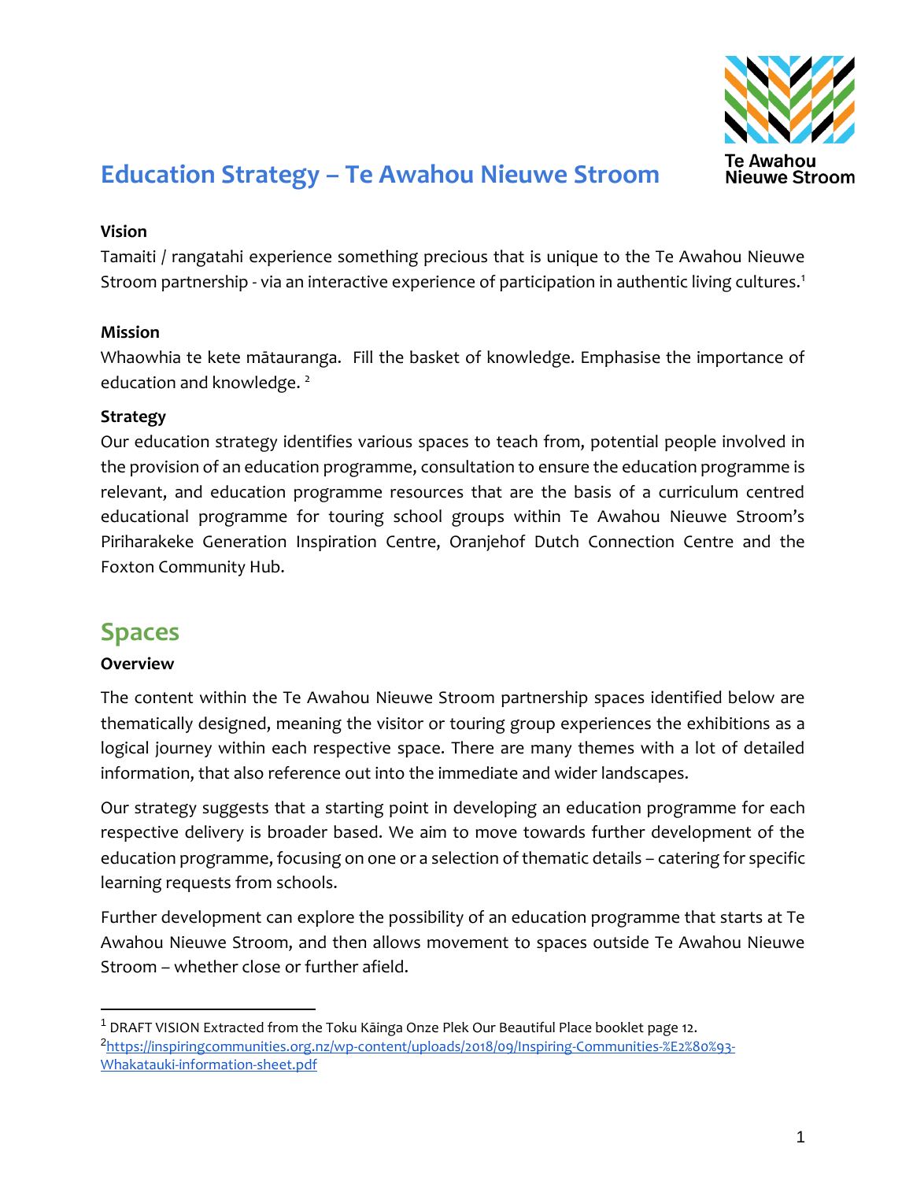# Education Strategy – Te Awahou Nieuwe Stroom

**Vision**

Tamaiti / rangatahi experience something precious that is unique to the Te Awahou Nieuwe Stroom partnership - via an interactive experience of participation in authentic living cultures.[1]

**Mission**

Whaowhia te kete mātauranga. Fill the basket of knowledge. Emphasise the importance of education and knowledge. [2]

**Strategy**

Our education strategy identifies various spaces to teach from, potential people involved in the provision of an education programme, consultation to ensure the education programme is relevant, and education programme resources that are the basis of a curriculum centred educational programme for touring school groups within Te Awahou Nieuwe Stroom's Piriharakeke Generation Inspiration Centre, Oranjehof Dutch Connection Centre and the Foxton Community Hub.

## Spaces

**Overview**

The content within the Te Awahou Nieuwe Stroom partnership spaces identified below are thematically designed, meaning the visitor or touring group experiences the exhibitions as a logical journey within each respective space. There are many themes with a lot of detailed information, that also reference out into the immediate and wider landscapes.

Our strategy suggests that a starting point in developing an education programme for each respective delivery is broader based. We aim to move towards further development of the education programme, focusing on one or a selection of thematic details – catering for specific learning requests from schools.

Further development can explore the possibility of an education programme that starts at Te Awahou Nieuwe Stroom, and then allows movement to spaces outside Te Awahou Nieuwe Stroom – whether close or further afield.

---

[1] DRAFT VISION Extracted from the Toku Kāinga Onze Plek Our Beautiful Place booklet page 12.

[2] https://inspiringcommunities.org.nz/wp-content/uploads/2018/09/Inspiring-Communities-%E2%80%93-Whakatauki-information-sheet.pdf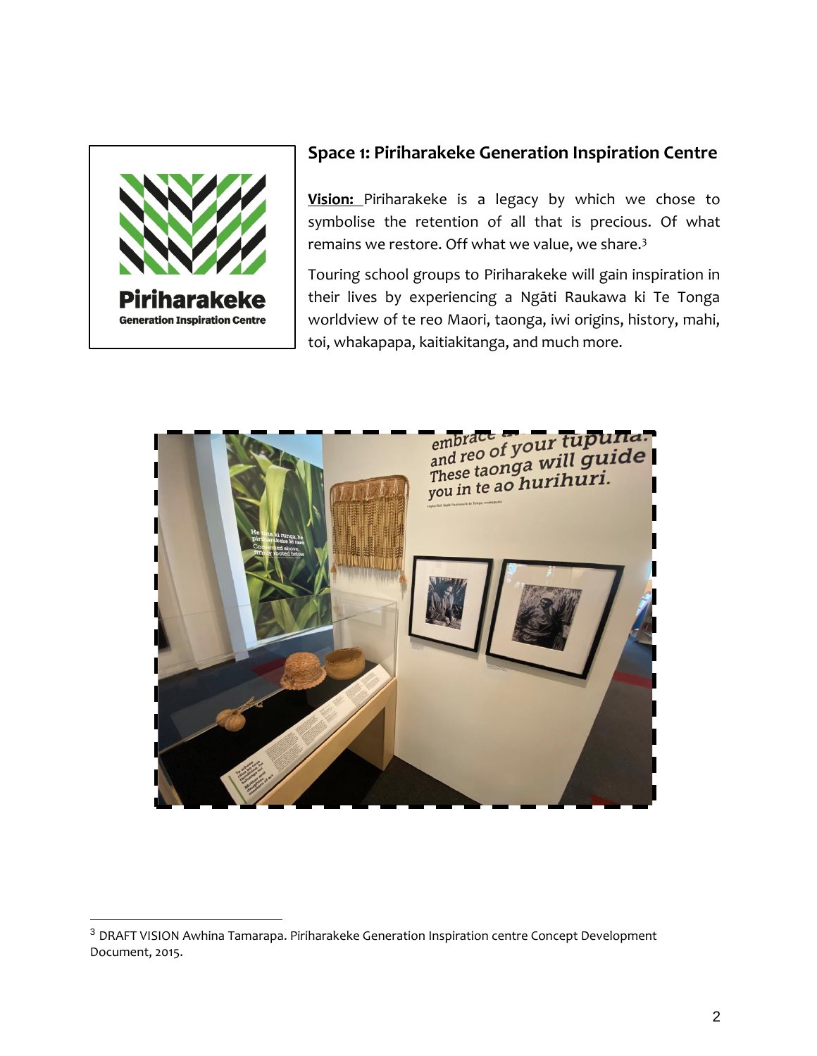## Space 1: Piriharakeke Generation Inspiration Centre

**Vision:** Piriharakeke is a legacy by which we chose to symbolise the retention of all that is precious. Of what remains we restore. Off what we value, we share.[3]

Touring school groups to Piriharakeke will gain inspiration in their lives by experiencing a Ngāti Raukawa ki Te Tonga worldview of te reo Maori, taonga, iwi origins, history, mahi, toi, whakapapa, kaitiakitanga, and much more.

[3] DRAFT VISION Awhina Tamarapa. Piriharakeke Generation Inspiration centre Concept Development Document, 2015.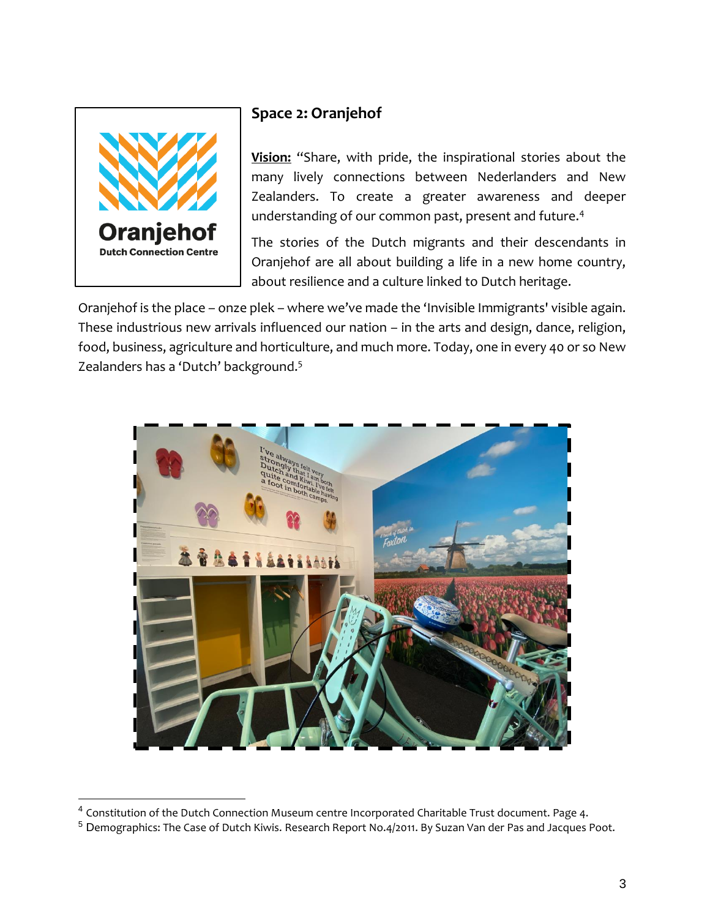## Space 2: Oranjehof

**Vision:** "Share, with pride, the inspirational stories about the many lively connections between Nederlanders and New Zealanders. To create a greater awareness and deeper understanding of our common past, present and future.[4]

The stories of the Dutch migrants and their descendants in Oranjehof are all about building a life in a new home country, about resilience and a culture linked to Dutch heritage.

Oranjehof is the place – onze plek – where we've made the 'Invisible Immigrants' visible again. These industrious new arrivals influenced our nation – in the arts and design, dance, religion, food, business, agriculture and horticulture, and much more. Today, one in every 40 or so New Zealanders has a 'Dutch' background.[5]

---

[4] Constitution of the Dutch Connection Museum centre Incorporated Charitable Trust document. Page 4.

[5] Demographics: The Case of Dutch Kiwis. Research Report No.4/2011. By Suzan Van der Pas and Jacques Poot.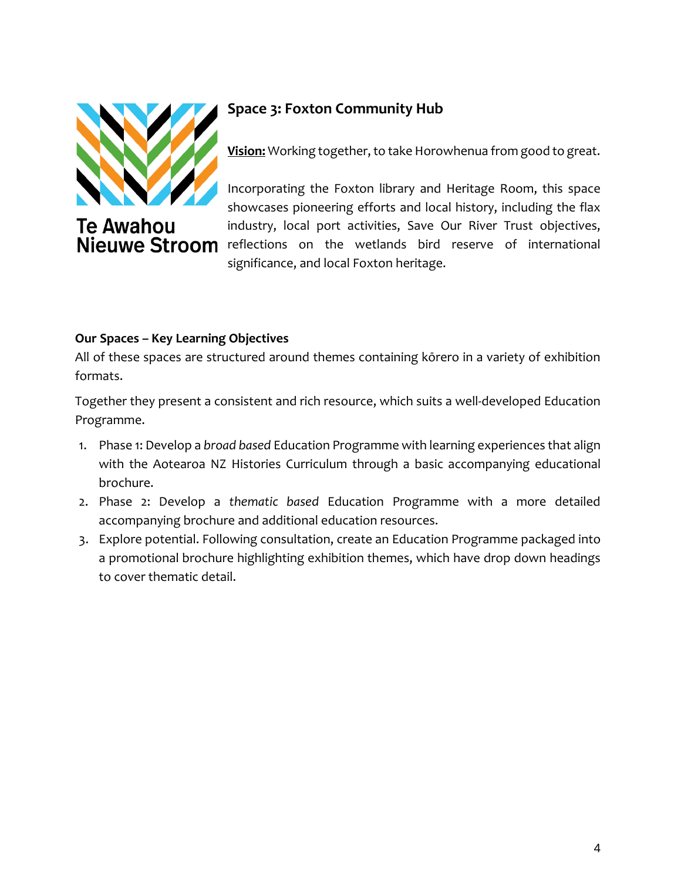Te Awahou Nieuwe Stroom

## Space 3: Foxton Community Hub

**Vision:** Working together, to take Horowhenua from good to great.

Incorporating the Foxton library and Heritage Room, this space showcases pioneering efforts and local history, including the flax industry, local port activities, Save Our River Trust objectives, reflections on the wetlands bird reserve of international significance, and local Foxton heritage.

### Our Spaces – Key Learning Objectives

All of these spaces are structured around themes containing kōrero in a variety of exhibition formats.

Together they present a consistent and rich resource, which suits a well-developed Education Programme.

1. Phase 1: Develop a *broad based* Education Programme with learning experiences that align with the Aotearoa NZ Histories Curriculum through a basic accompanying educational brochure.
2. Phase 2: Develop a *thematic based* Education Programme with a more detailed accompanying brochure and additional education resources.
3. Explore potential. Following consultation, create an Education Programme packaged into a promotional brochure highlighting exhibition themes, which have drop down headings to cover thematic detail.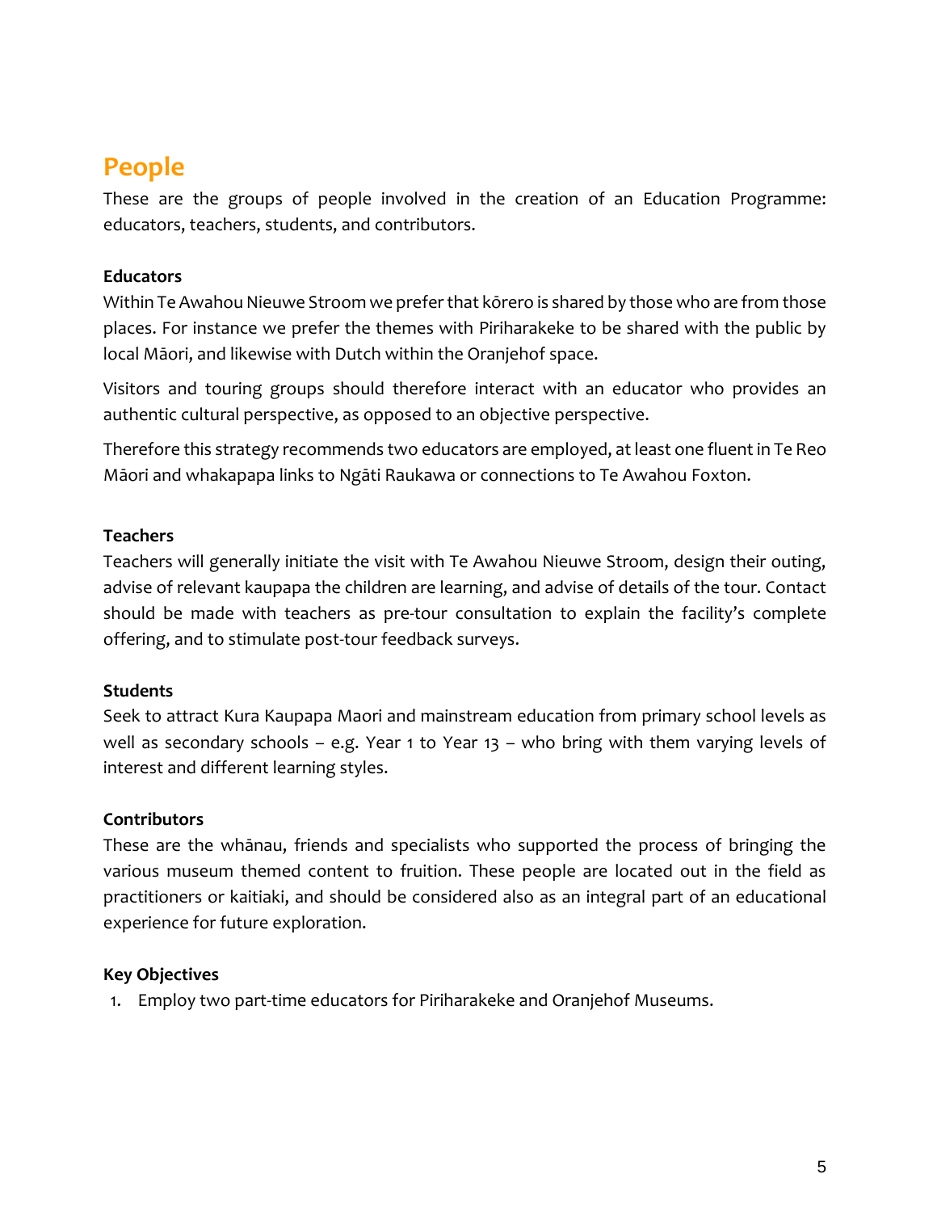# People

These are the groups of people involved in the creation of an Education Programme: educators, teachers, students, and contributors.

**Educators**

Within Te Awahou Nieuwe Stroom we prefer that kōrero is shared by those who are from those places. For instance we prefer the themes with Piriharakeke to be shared with the public by local Māori, and likewise with Dutch within the Oranjehof space.

Visitors and touring groups should therefore interact with an educator who provides an authentic cultural perspective, as opposed to an objective perspective.

Therefore this strategy recommends two educators are employed, at least one fluent in Te Reo Māori and whakapapa links to Ngāti Raukawa or connections to Te Awahou Foxton.

**Teachers**

Teachers will generally initiate the visit with Te Awahou Nieuwe Stroom, design their outing, advise of relevant kaupapa the children are learning, and advise of details of the tour. Contact should be made with teachers as pre-tour consultation to explain the facility's complete offering, and to stimulate post-tour feedback surveys.

**Students**

Seek to attract Kura Kaupapa Maori and mainstream education from primary school levels as well as secondary schools – e.g. Year 1 to Year 13 – who bring with them varying levels of interest and different learning styles.

**Contributors**

These are the whānau, friends and specialists who supported the process of bringing the various museum themed content to fruition. These people are located out in the field as practitioners or kaitiaki, and should be considered also as an integral part of an educational experience for future exploration.

**Key Objectives**

1. Employ two part-time educators for Piriharakeke and Oranjehof Museums.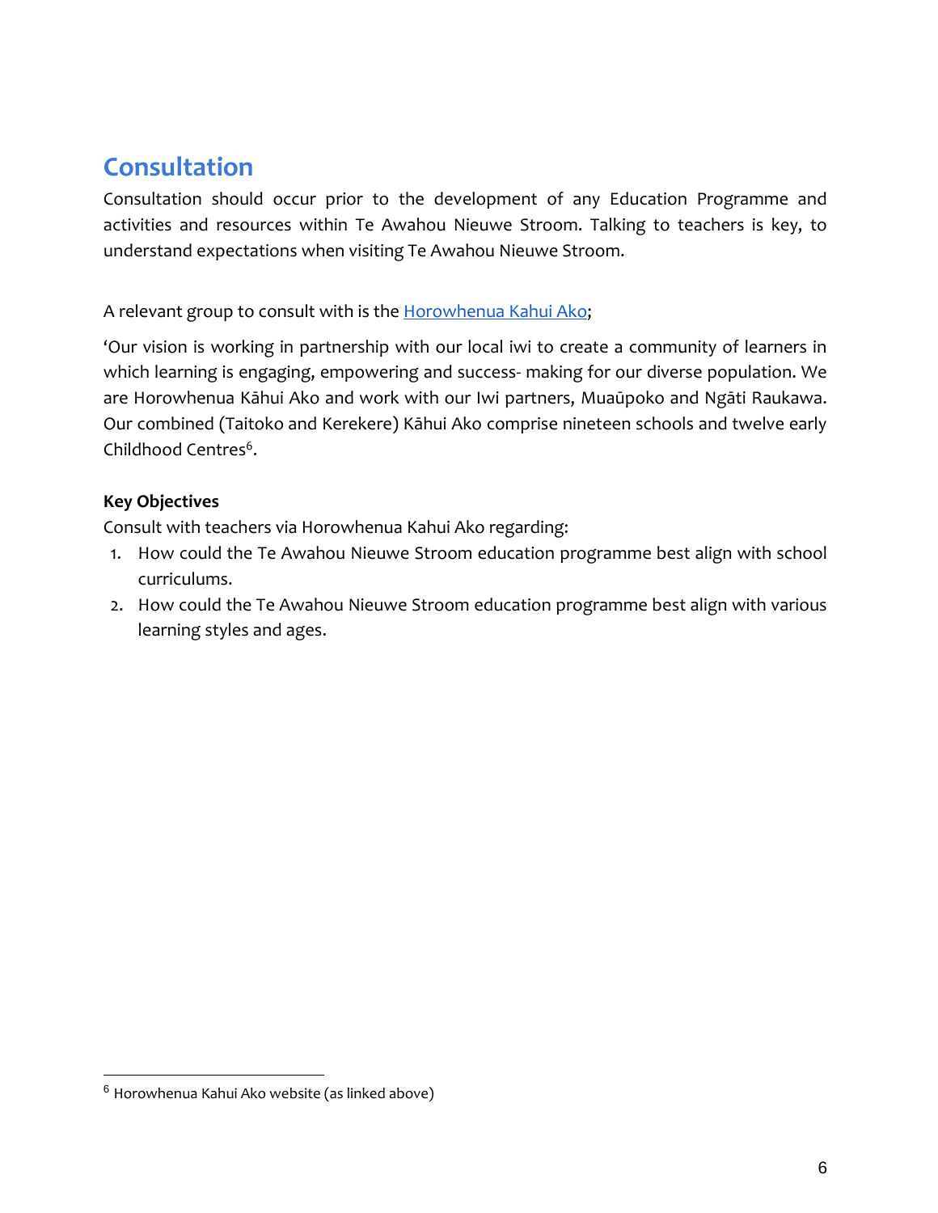## Consultation

Consultation should occur prior to the development of any Education Programme and activities and resources within Te Awahou Nieuwe Stroom. Talking to teachers is key, to understand expectations when visiting Te Awahou Nieuwe Stroom.

A relevant group to consult with is the Horowhenua Kahui Ako;

'Our vision is working in partnership with our local iwi to create a community of learners in which learning is engaging, empowering and success- making for our diverse population. We are Horowhenua Kāhui Ako and work with our Iwi partners, Muaūpoko and Ngāti Raukawa. Our combined (Taitoko and Kerekere) Kāhui Ako comprise nineteen schools and twelve early Childhood Centres[6].

**Key Objectives**

Consult with teachers via Horowhenua Kahui Ako regarding:

1. How could the Te Awahou Nieuwe Stroom education programme best align with school curriculums.
2. How could the Te Awahou Nieuwe Stroom education programme best align with various learning styles and ages.

---

[6] Horowhenua Kahui Ako website (as linked above)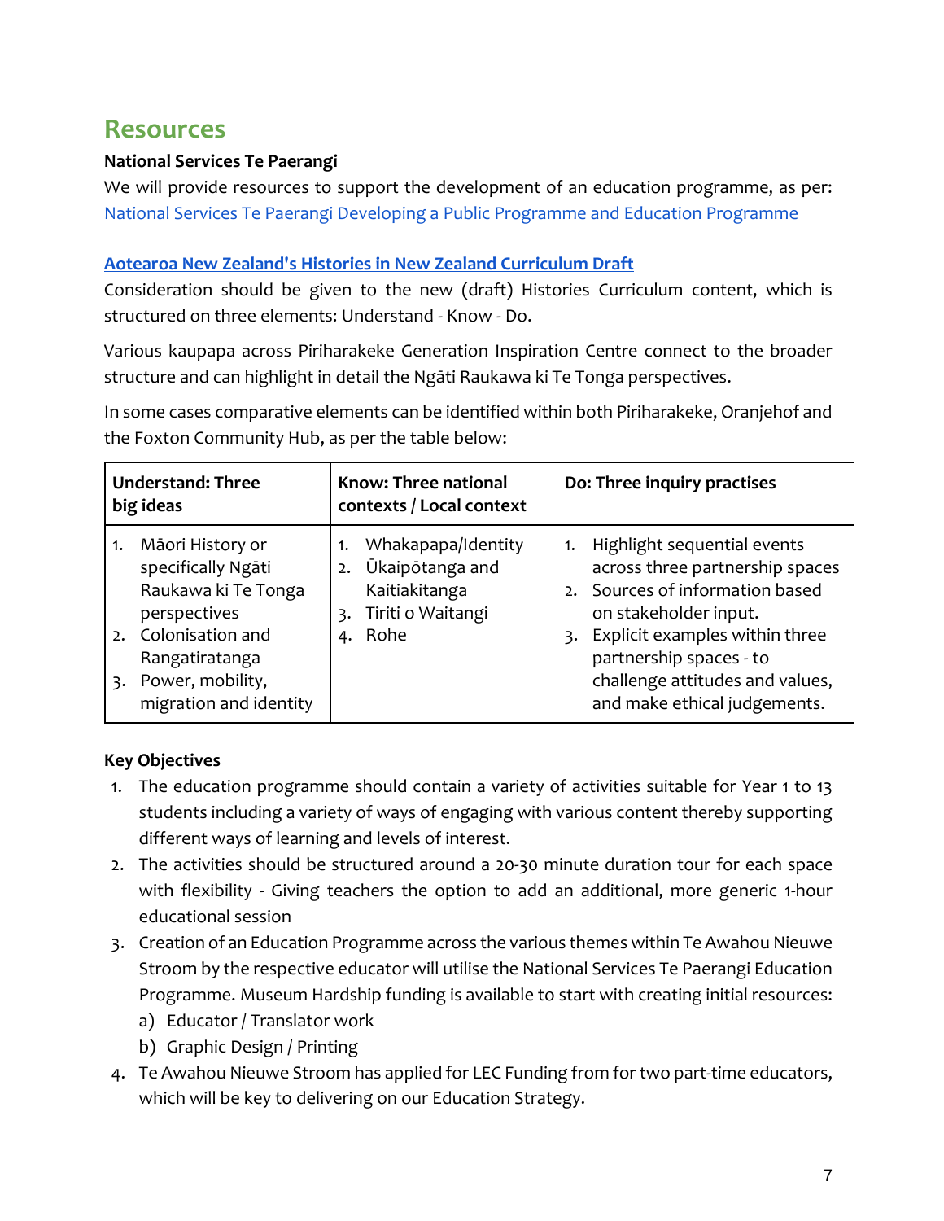## Resources

**National Services Te Paerangi**

We will provide resources to support the development of an education programme, as per: National Services Te Paerangi Developing a Public Programme and Education Programme

**Aotearoa New Zealand's Histories in New Zealand Curriculum Draft**

Consideration should be given to the new (draft) Histories Curriculum content, which is structured on three elements: Understand - Know - Do.

Various kaupapa across Piriharakeke Generation Inspiration Centre connect to the broader structure and can highlight in detail the Ngāti Raukawa ki Te Tonga perspectives.

In some cases comparative elements can be identified within both Piriharakeke, Oranjehof and the Foxton Community Hub, as per the table below:

| Understand: Three big ideas | Know: Three national contexts / Local context | Do: Three inquiry practises |
|---|---|---|
| 1. Māori History or specifically Ngāti Raukawa ki Te Tonga perspectives<br>2. Colonisation and Rangatiratanga<br>3. Power, mobility, migration and identity | 1. Whakapapa/Identity<br>2. Ūkaipōtanga and Kaitiakitanga<br>3. Tiriti o Waitangi<br>4. Rohe | 1. Highlight sequential events across three partnership spaces<br>2. Sources of information based on stakeholder input.<br>3. Explicit examples within three partnership spaces - to challenge attitudes and values, and make ethical judgements. |

**Key Objectives**

1. The education programme should contain a variety of activities suitable for Year 1 to 13 students including a variety of ways of engaging with various content thereby supporting different ways of learning and levels of interest.
2. The activities should be structured around a 20-30 minute duration tour for each space with flexibility - Giving teachers the option to add an additional, more generic 1-hour educational session
3. Creation of an Education Programme across the various themes within Te Awahou Nieuwe Stroom by the respective educator will utilise the National Services Te Paerangi Education Programme. Museum Hardship funding is available to start with creating initial resources:
   a) Educator / Translator work
   b) Graphic Design / Printing
4. Te Awahou Nieuwe Stroom has applied for LEC Funding from for two part-time educators, which will be key to delivering on our Education Strategy.